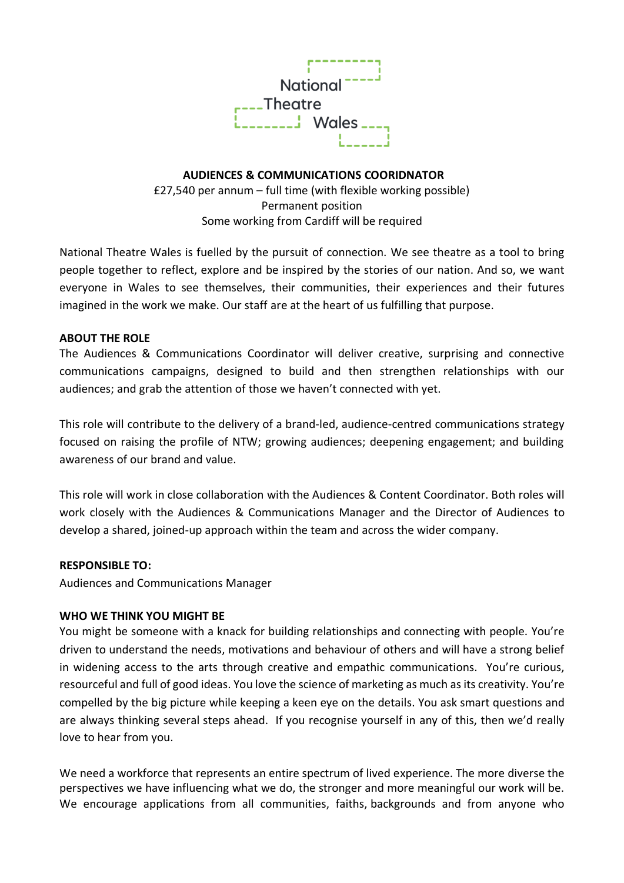National Theatre Wales

# AUDIENCES & COMMUNICATIONS COORIDNATOR

£27,540 per annum – full time (with flexible working possible)
Permanent position
Some working from Cardiff will be required

National Theatre Wales is fuelled by the pursuit of connection. We see theatre as a tool to bring people together to reflect, explore and be inspired by the stories of our nation. And so, we want everyone in Wales to see themselves, their communities, their experiences and their futures imagined in the work we make. Our staff are at the heart of us fulfilling that purpose.

## ABOUT THE ROLE

The Audiences & Communications Coordinator will deliver creative, surprising and connective communications campaigns, designed to build and then strengthen relationships with our audiences; and grab the attention of those we haven't connected with yet.

This role will contribute to the delivery of a brand-led, audience-centred communications strategy focused on raising the profile of NTW; growing audiences; deepening engagement; and building awareness of our brand and value.

This role will work in close collaboration with the Audiences & Content Coordinator. Both roles will work closely with the Audiences & Communications Manager and the Director of Audiences to develop a shared, joined-up approach within the team and across the wider company.

## RESPONSIBLE TO:

Audiences and Communications Manager

## WHO WE THINK YOU MIGHT BE

You might be someone with a knack for building relationships and connecting with people. You're driven to understand the needs, motivations and behaviour of others and will have a strong belief in widening access to the arts through creative and empathic communications. You're curious, resourceful and full of good ideas. You love the science of marketing as much as its creativity. You're compelled by the big picture while keeping a keen eye on the details. You ask smart questions and are always thinking several steps ahead. If you recognise yourself in any of this, then we'd really love to hear from you.

We need a workforce that represents an entire spectrum of lived experience. The more diverse the perspectives we have influencing what we do, the stronger and more meaningful our work will be. We encourage applications from all communities, faiths, backgrounds and from anyone who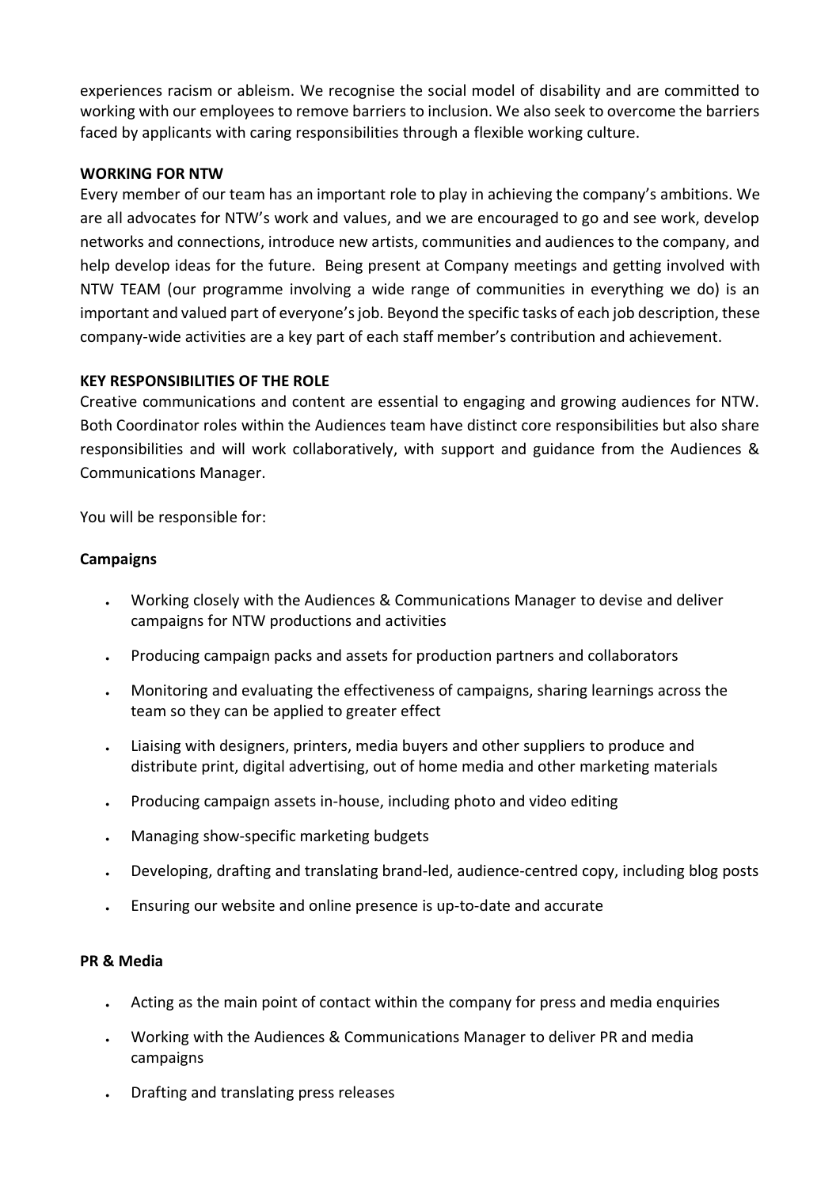experiences racism or ableism. We recognise the social model of disability and are committed to working with our employees to remove barriers to inclusion. We also seek to overcome the barriers faced by applicants with caring responsibilities through a flexible working culture.

**WORKING FOR NTW**

Every member of our team has an important role to play in achieving the company's ambitions. We are all advocates for NTW's work and values, and we are encouraged to go and see work, develop networks and connections, introduce new artists, communities and audiences to the company, and help develop ideas for the future. Being present at Company meetings and getting involved with NTW TEAM (our programme involving a wide range of communities in everything we do) is an important and valued part of everyone's job. Beyond the specific tasks of each job description, these company-wide activities are a key part of each staff member's contribution and achievement.

**KEY RESPONSIBILITIES OF THE ROLE**

Creative communications and content are essential to engaging and growing audiences for NTW. Both Coordinator roles within the Audiences team have distinct core responsibilities but also share responsibilities and will work collaboratively, with support and guidance from the Audiences & Communications Manager.

You will be responsible for:

**Campaigns**

- Working closely with the Audiences & Communications Manager to devise and deliver campaigns for NTW productions and activities
- Producing campaign packs and assets for production partners and collaborators
- Monitoring and evaluating the effectiveness of campaigns, sharing learnings across the team so they can be applied to greater effect
- Liaising with designers, printers, media buyers and other suppliers to produce and distribute print, digital advertising, out of home media and other marketing materials
- Producing campaign assets in-house, including photo and video editing
- Managing show-specific marketing budgets
- Developing, drafting and translating brand-led, audience-centred copy, including blog posts
- Ensuring our website and online presence is up-to-date and accurate

**PR & Media**

- Acting as the main point of contact within the company for press and media enquiries
- Working with the Audiences & Communications Manager to deliver PR and media campaigns
- Drafting and translating press releases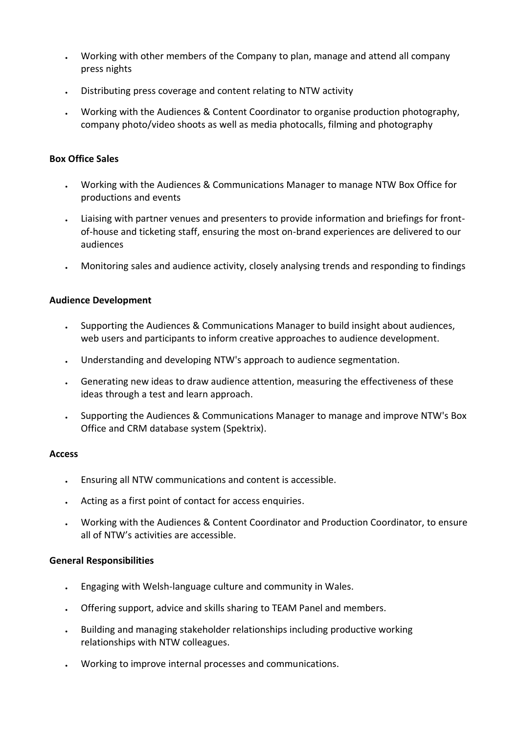- Working with other members of the Company to plan, manage and attend all company press nights
- Distributing press coverage and content relating to NTW activity
- Working with the Audiences & Content Coordinator to organise production photography, company photo/video shoots as well as media photocalls, filming and photography

**Box Office Sales**

- Working with the Audiences & Communications Manager to manage NTW Box Office for productions and events
- Liaising with partner venues and presenters to provide information and briefings for front-of-house and ticketing staff, ensuring the most on-brand experiences are delivered to our audiences
- Monitoring sales and audience activity, closely analysing trends and responding to findings

**Audience Development**

- Supporting the Audiences & Communications Manager to build insight about audiences, web users and participants to inform creative approaches to audience development.
- Understanding and developing NTW's approach to audience segmentation.
- Generating new ideas to draw audience attention, measuring the effectiveness of these ideas through a test and learn approach.
- Supporting the Audiences & Communications Manager to manage and improve NTW's Box Office and CRM database system (Spektrix).

**Access**

- Ensuring all NTW communications and content is accessible.
- Acting as a first point of contact for access enquiries.
- Working with the Audiences & Content Coordinator and Production Coordinator, to ensure all of NTW's activities are accessible.

**General Responsibilities**

- Engaging with Welsh-language culture and community in Wales.
- Offering support, advice and skills sharing to TEAM Panel and members.
- Building and managing stakeholder relationships including productive working relationships with NTW colleagues.
- Working to improve internal processes and communications.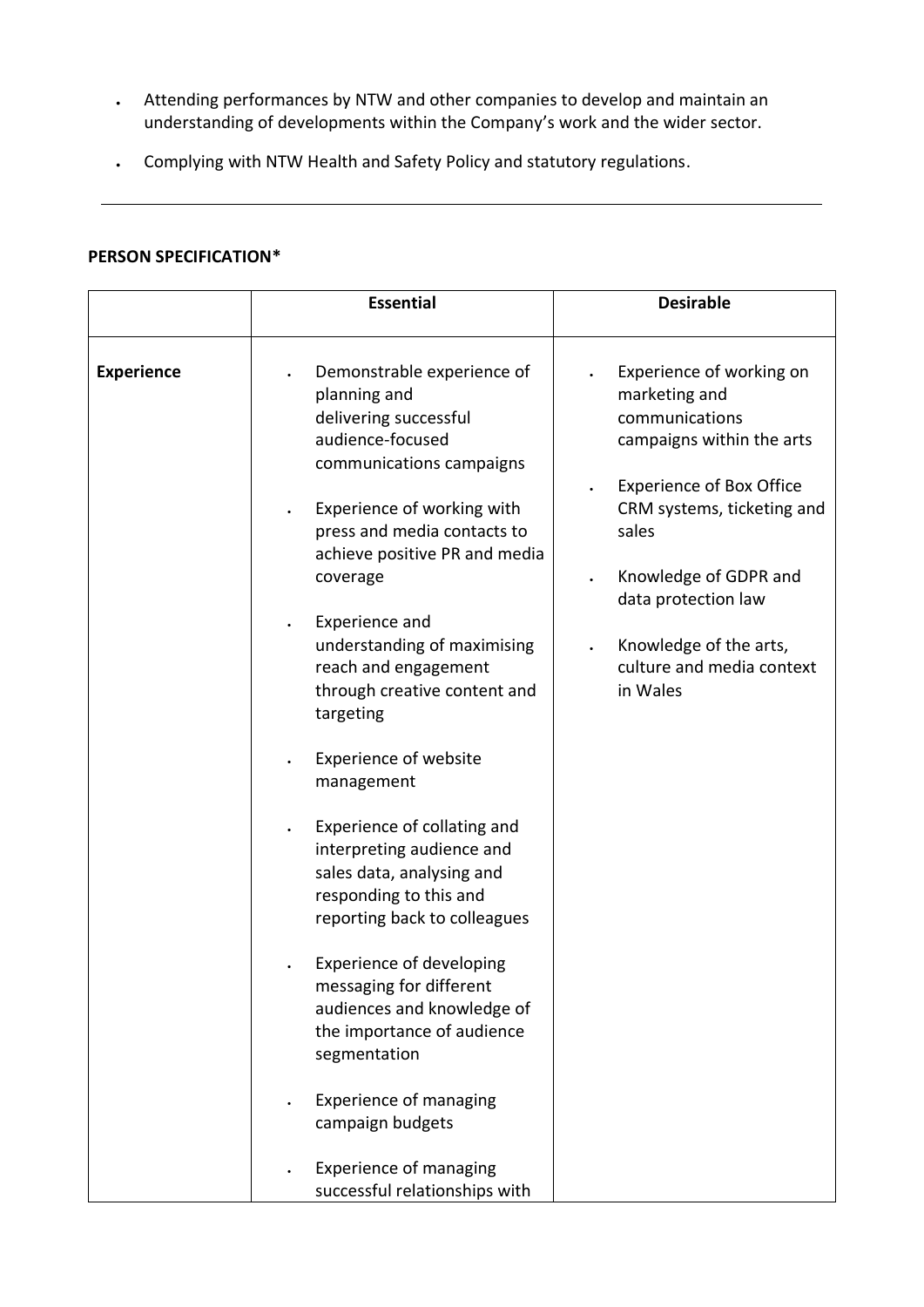- Attending performances by NTW and other companies to develop and maintain an understanding of developments within the Company's work and the wider sector.
- Complying with NTW Health and Safety Policy and statutory regulations.

---

**PERSON SPECIFICATION***

| | Essential | Desirable |
|---|---|---|
| **Experience** | • Demonstrable experience of planning and delivering successful audience-focused communications campaigns<br><br>• Experience of working with press and media contacts to achieve positive PR and media coverage<br><br>• Experience and understanding of maximising reach and engagement through creative content and targeting<br><br>• Experience of website management<br><br>• Experience of collating and interpreting audience and sales data, analysing and responding to this and reporting back to colleagues<br><br>• Experience of developing messaging for different audiences and knowledge of the importance of audience segmentation<br><br>• Experience of managing campaign budgets<br><br>• Experience of managing successful relationships with | • Experience of working on marketing and communications campaigns within the arts<br><br>• Experience of Box Office CRM systems, ticketing and sales<br><br>• Knowledge of GDPR and data protection law<br><br>• Knowledge of the arts, culture and media context in Wales |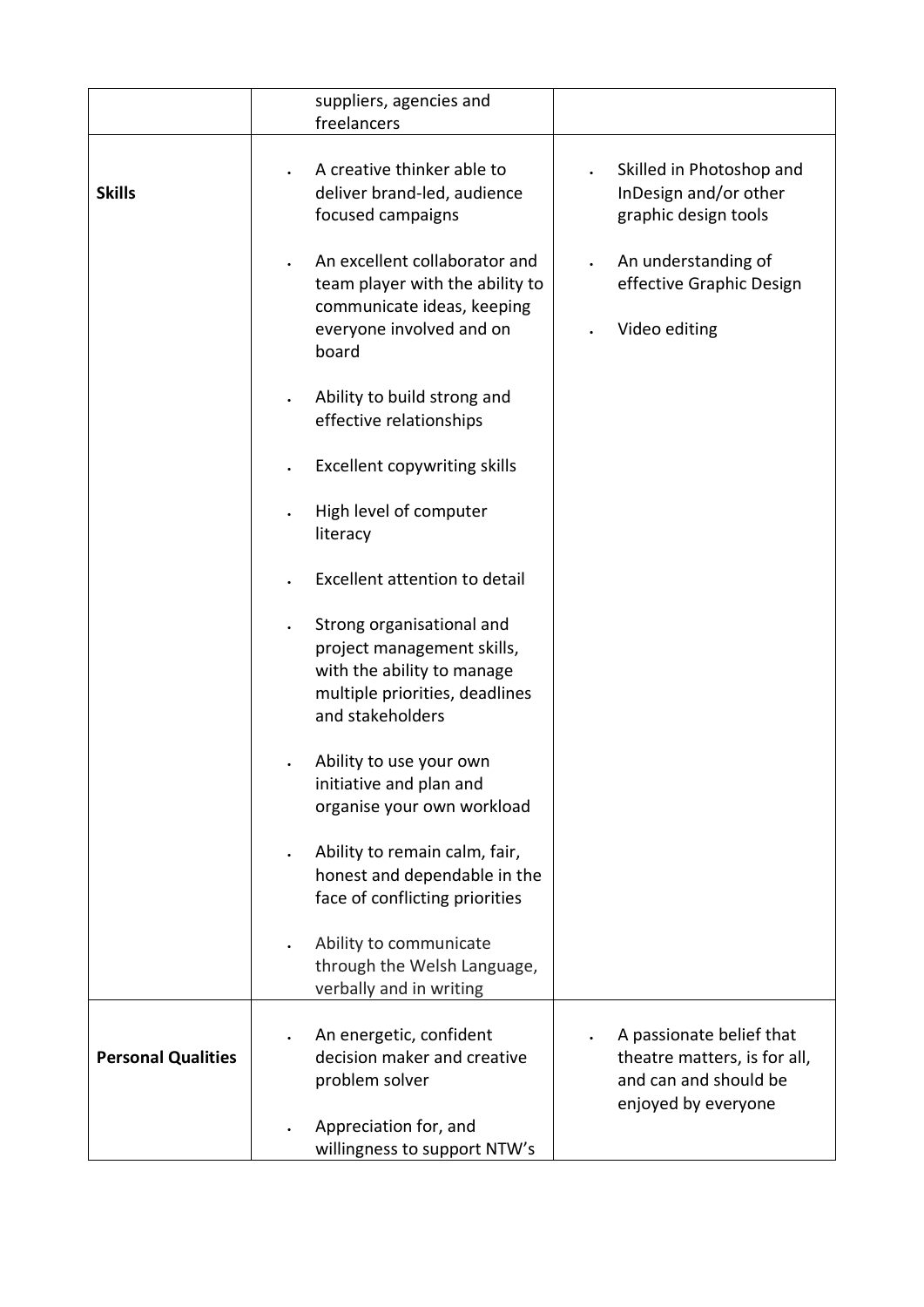| | | |
|---|---|---|
| | suppliers, agencies and freelancers | |
| **Skills** | • A creative thinker able to deliver brand-led, audience focused campaigns<br>• An excellent collaborator and team player with the ability to communicate ideas, keeping everyone involved and on board<br>• Ability to build strong and effective relationships<br>• Excellent copywriting skills<br>• High level of computer literacy<br>• Excellent attention to detail<br>• Strong organisational and project management skills, with the ability to manage multiple priorities, deadlines and stakeholders<br>• Ability to use your own initiative and plan and organise your own workload<br>• Ability to remain calm, fair, honest and dependable in the face of conflicting priorities<br>• Ability to communicate through the Welsh Language, verbally and in writing | • Skilled in Photoshop and InDesign and/or other graphic design tools<br>• An understanding of effective Graphic Design<br>• Video editing |
| **Personal Qualities** | • An energetic, confident decision maker and creative problem solver<br>• Appreciation for, and willingness to support NTW's | • A passionate belief that theatre matters, is for all, and can and should be enjoyed by everyone |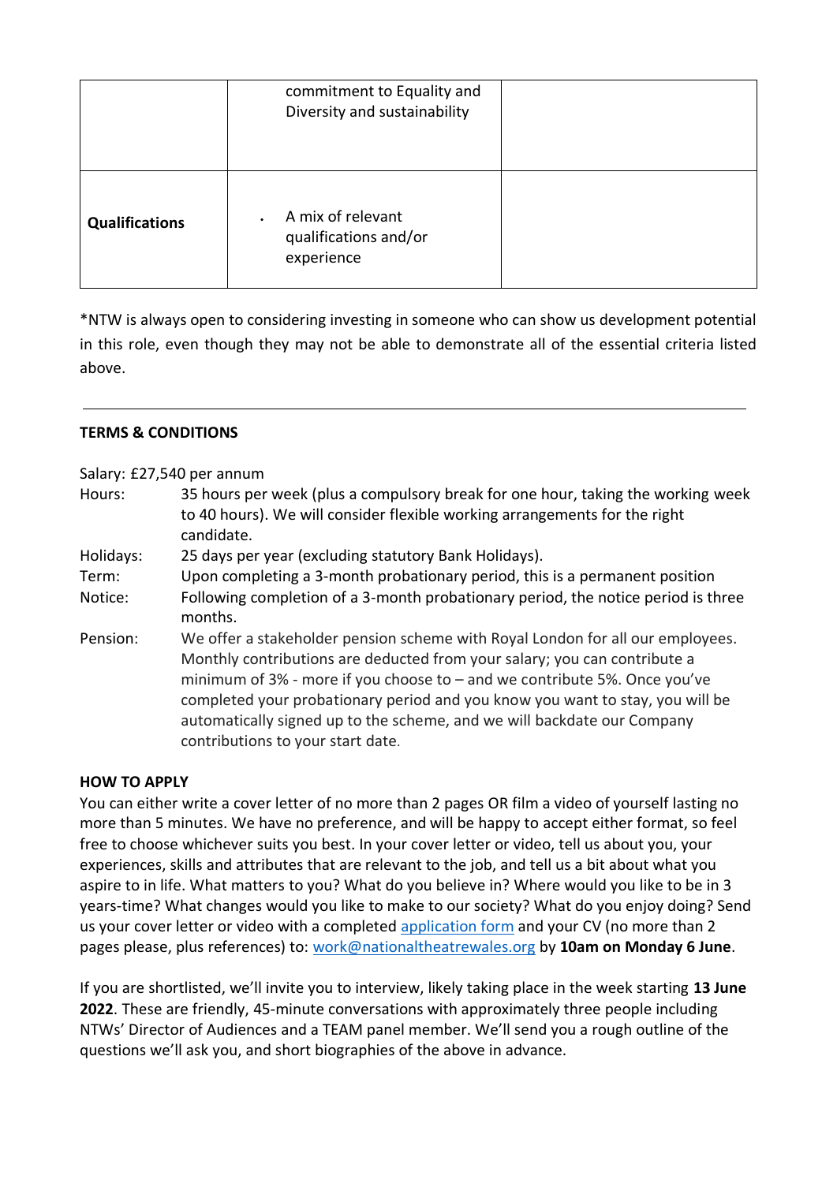| | | |
|---|---|---|
| | commitment to Equality and Diversity and sustainability | |
| **Qualifications** | • A mix of relevant qualifications and/or experience | |

*NTW is always open to considering investing in someone who can show us development potential in this role, even though they may not be able to demonstrate all of the essential criteria listed above.

---

**TERMS & CONDITIONS**

Salary: £27,540 per annum

Hours: 35 hours per week (plus a compulsory break for one hour, taking the working week to 40 hours). We will consider flexible working arrangements for the right candidate.

Holidays: 25 days per year (excluding statutory Bank Holidays).

Term: Upon completing a 3-month probationary period, this is a permanent position

Notice: Following completion of a 3-month probationary period, the notice period is three months.

Pension: We offer a stakeholder pension scheme with Royal London for all our employees. Monthly contributions are deducted from your salary; you can contribute a minimum of 3% - more if you choose to – and we contribute 5%. Once you've completed your probationary period and you know you want to stay, you will be automatically signed up to the scheme, and we will backdate our Company contributions to your start date.

**HOW TO APPLY**

You can either write a cover letter of no more than 2 pages OR film a video of yourself lasting no more than 5 minutes. We have no preference, and will be happy to accept either format, so feel free to choose whichever suits you best. In your cover letter or video, tell us about you, your experiences, skills and attributes that are relevant to the job, and tell us a bit about what you aspire to in life. What matters to you? What do you believe in? Where would you like to be in 3 years-time? What changes would you like to make to our society? What do you enjoy doing? Send us your cover letter or video with a completed application form and your CV (no more than 2 pages please, plus references) to: work@nationaltheatrewales.org by **10am on Monday 6 June**.

If you are shortlisted, we'll invite you to interview, likely taking place in the week starting **13 June 2022**. These are friendly, 45-minute conversations with approximately three people including NTWs' Director of Audiences and a TEAM panel member. We'll send you a rough outline of the questions we'll ask you, and short biographies of the above in advance.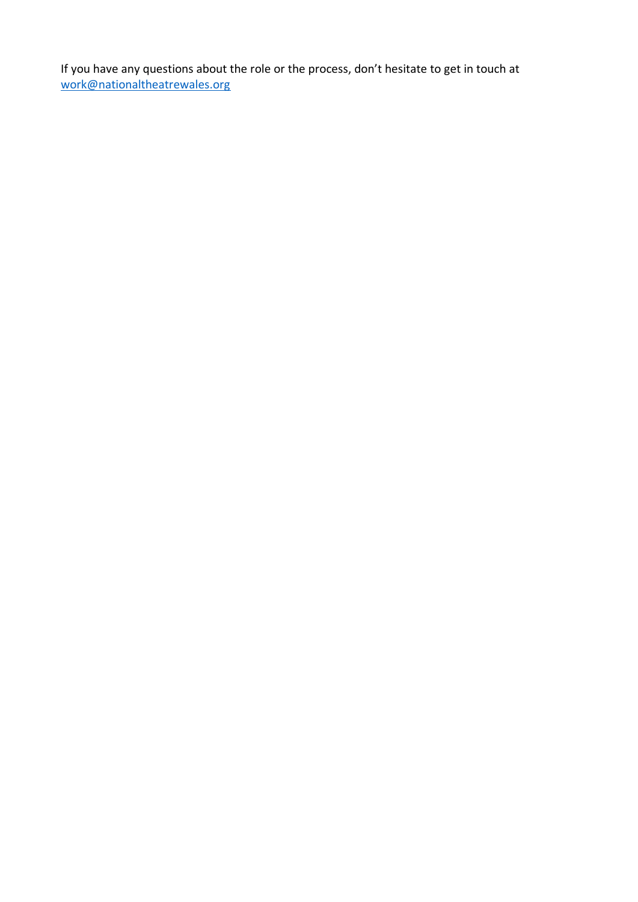If you have any questions about the role or the process, don't hesitate to get in touch at [work@nationaltheatrewales.org](mailto:work@nationaltheatrewales.org)